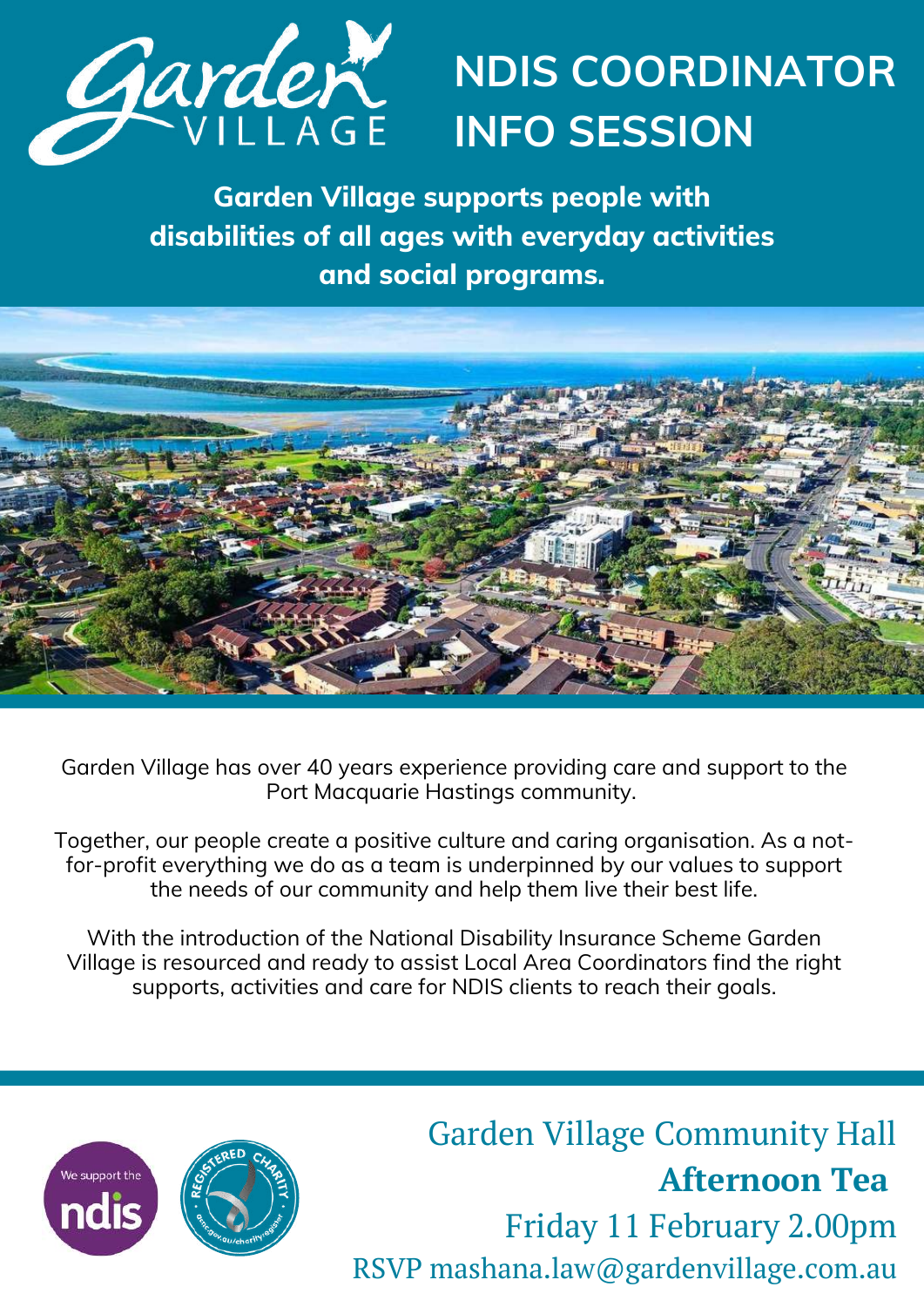Garden VILLAGE

# NDIS COORDINATOR INFO SESSION

**Garden Village supports people with disabilities of all ages with everyday activities and social programs.**

Garden Village has over 40 years experience providing care and support to the Port Macquarie Hastings community.

Together, our people create a positive culture and caring organisation. As a not-for-profit everything we do as a team is underpinned by our values to support the needs of our community and help them live their best life.

With the introduction of the National Disability Insurance Scheme Garden Village is resourced and ready to assist Local Area Coordinators find the right supports, activities and care for NDIS clients to reach their goals.

We support the ndis

REGISTERED CHARITY acnc.gov.au/charityregister

Garden Village Community Hall

**Afternoon Tea**

Friday 11 February 2.00pm

RSVP mashana.law@gardenvillage.com.au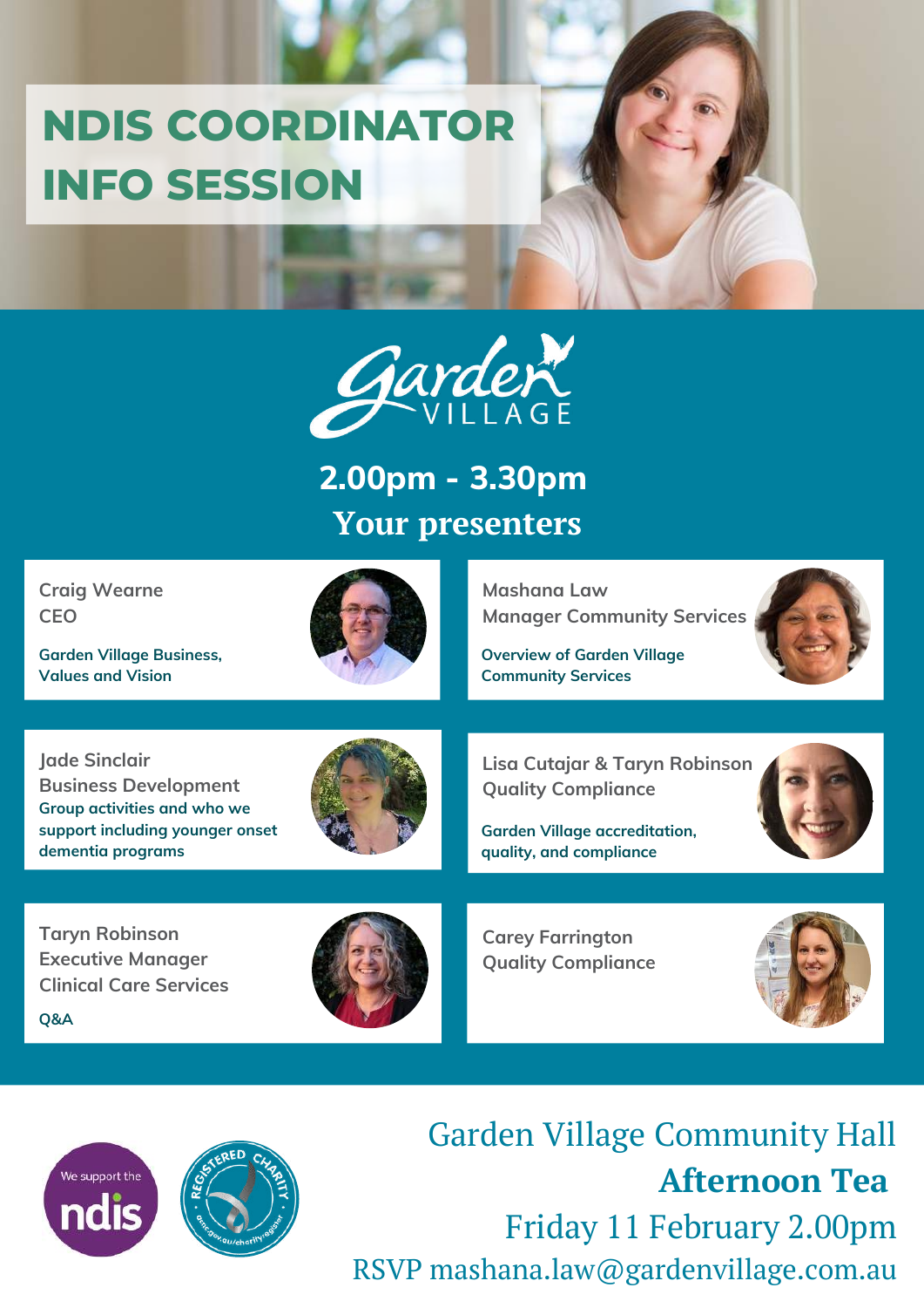# NDIS COORDINATOR INFO SESSION

Garden VILLAGE

## 2.00pm - 3.30pm

## Your presenters

Craig Wearne
CEO

**Garden Village Business, Values and Vision**

Mashana Law
Manager Community Services

**Overview of Garden Village Community Services**

Jade Sinclair
Business Development

**Group activities and who we support including younger onset dementia programs**

Lisa Cutajar & Taryn Robinson
Quality Compliance

**Garden Village accreditation, quality, and compliance**

Taryn Robinson
Executive Manager
Clinical Care Services

**Q&A**

Carey Farrington
Quality Compliance

We support the ndis

REGISTERED CHARITY

Garden Village Community Hall

**Afternoon Tea**

Friday 11 February 2.00pm

RSVP mashana.law@gardenvillage.com.au